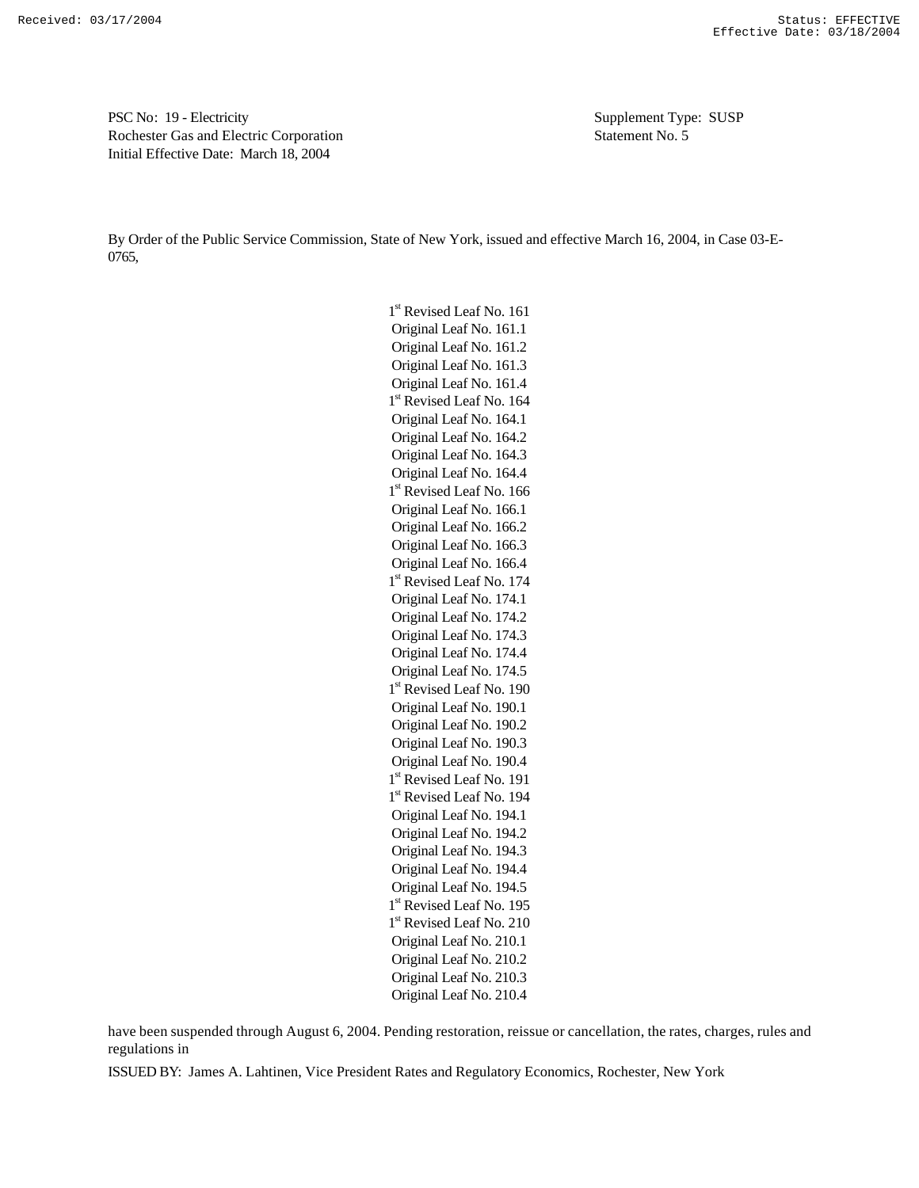Received: 03/17/2004

Status: EFFECTIVE
Effective Date: 03/18/2004

PSC No: 19 - Electricity
Rochester Gas and Electric Corporation
Initial Effective Date: March 18, 2004

Supplement Type: SUSP
Statement No. 5

By Order of the Public Service Commission, State of New York, issued and effective March 16, 2004, in Case 03-E-0765,

1st Revised Leaf No. 161
Original Leaf No. 161.1
Original Leaf No. 161.2
Original Leaf No. 161.3
Original Leaf No. 161.4
1st Revised Leaf No. 164
Original Leaf No. 164.1
Original Leaf No. 164.2
Original Leaf No. 164.3
Original Leaf No. 164.4
1st Revised Leaf No. 166
Original Leaf No. 166.1
Original Leaf No. 166.2
Original Leaf No. 166.3
Original Leaf No. 166.4
1st Revised Leaf No. 174
Original Leaf No. 174.1
Original Leaf No. 174.2
Original Leaf No. 174.3
Original Leaf No. 174.4
Original Leaf No. 174.5
1st Revised Leaf No. 190
Original Leaf No. 190.1
Original Leaf No. 190.2
Original Leaf No. 190.3
Original Leaf No. 190.4
1st Revised Leaf No. 191
1st Revised Leaf No. 194
Original Leaf No. 194.1
Original Leaf No. 194.2
Original Leaf No. 194.3
Original Leaf No. 194.4
Original Leaf No. 194.5
1st Revised Leaf No. 195
1st Revised Leaf No. 210
Original Leaf No. 210.1
Original Leaf No. 210.2
Original Leaf No. 210.3
Original Leaf No. 210.4

have been suspended through August 6, 2004. Pending restoration, reissue or cancellation, the rates, charges, rules and regulations in

ISSUED BY: James A. Lahtinen, Vice President Rates and Regulatory Economics, Rochester, New York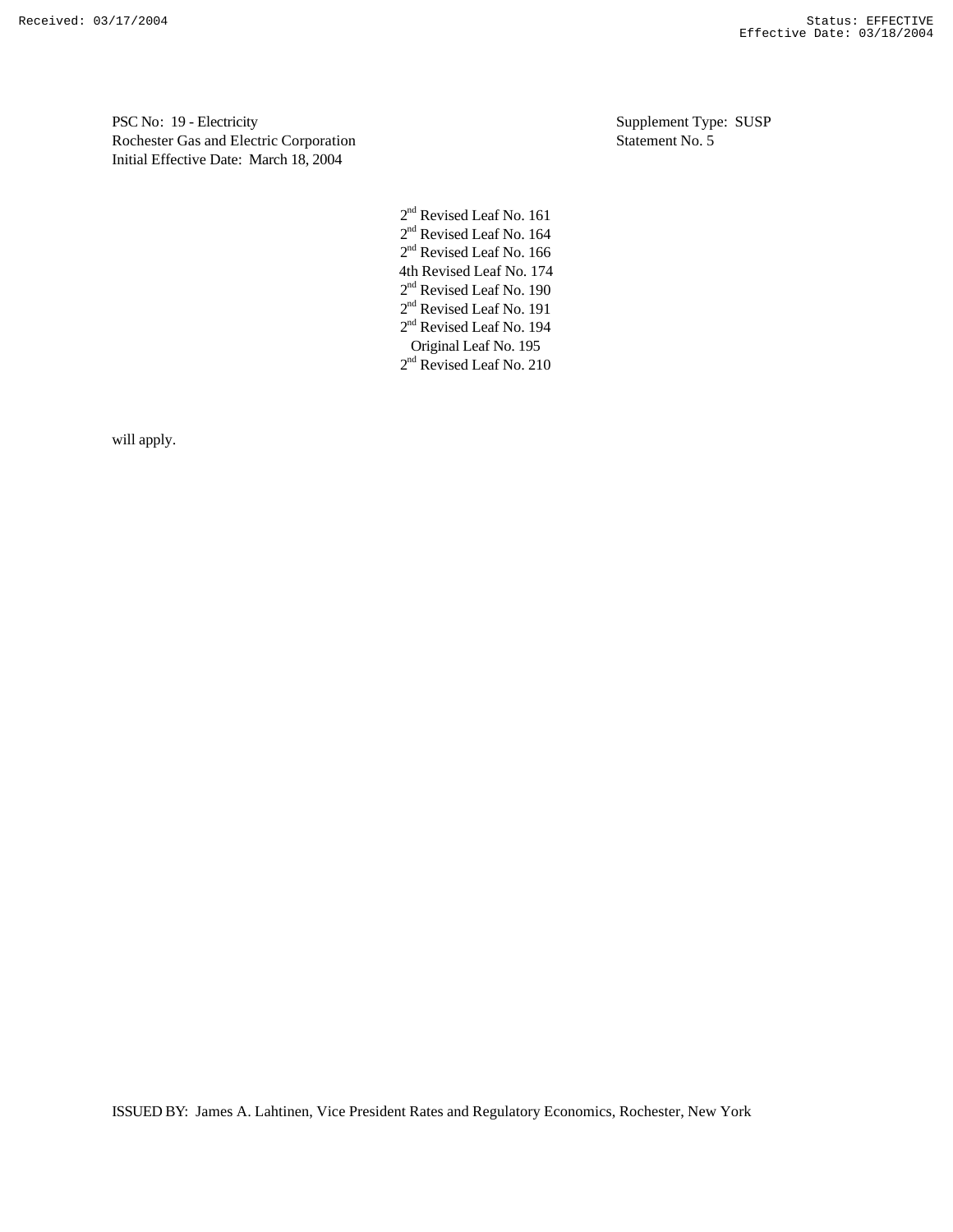PSC No: 19 - Electricity
Rochester Gas and Electric Corporation
Initial Effective Date: March 18, 2004

Supplement Type: SUSP
Statement No. 5

2nd Revised Leaf No. 161
2nd Revised Leaf No. 164
2nd Revised Leaf No. 166
4th Revised Leaf No. 174
2nd Revised Leaf No. 190
2nd Revised Leaf No. 191
2nd Revised Leaf No. 194
Original Leaf No. 195
2nd Revised Leaf No. 210

will apply.

ISSUED BY: James A. Lahtinen, Vice President Rates and Regulatory Economics, Rochester, New York